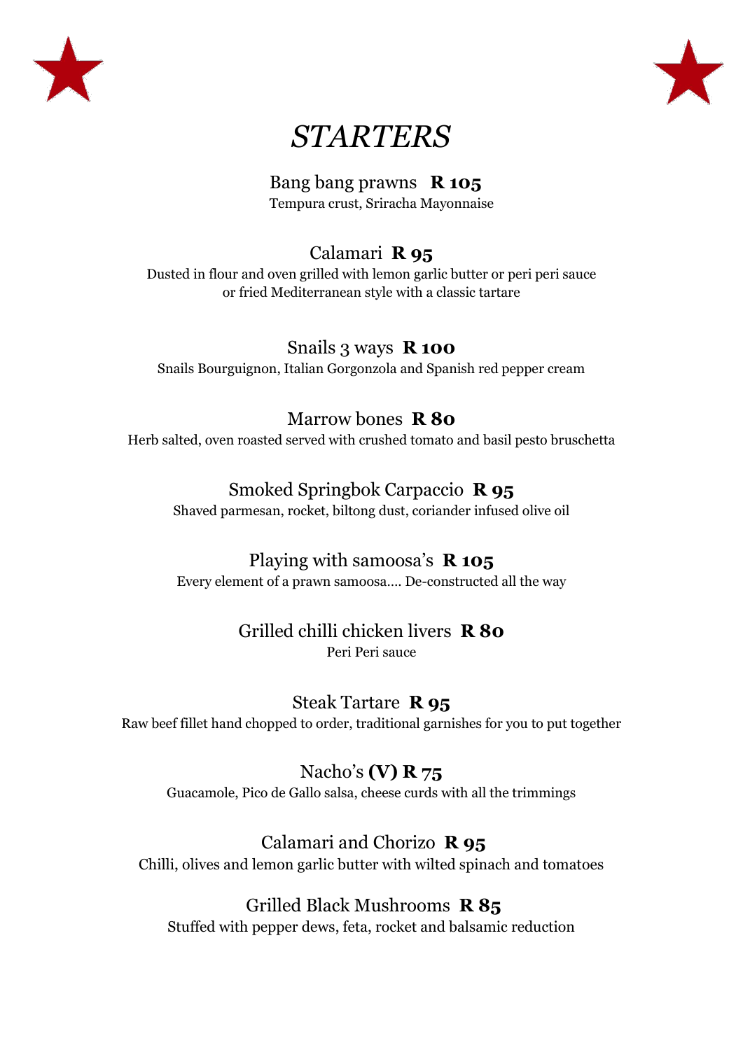# *STARTERS*

Bang bang prawns **R 105**
Tempura crust, Sriracha Mayonnaise

Calamari **R 95**
Dusted in flour and oven grilled with lemon garlic butter or peri peri sauce or fried Mediterranean style with a classic tartare

Snails 3 ways **R 100**
Snails Bourguignon, Italian Gorgonzola and Spanish red pepper cream

Marrow bones **R 80**
Herb salted, oven roasted served with crushed tomato and basil pesto bruschetta

Smoked Springbok Carpaccio **R 95**
Shaved parmesan, rocket, biltong dust, coriander infused olive oil

Playing with samoosa's **R 105**
Every element of a prawn samoosa…. De-constructed all the way

Grilled chilli chicken livers **R 80**
Peri Peri sauce

Steak Tartare **R 95**
Raw beef fillet hand chopped to order, traditional garnishes for you to put together

Nacho's **(V) R 75**
Guacamole, Pico de Gallo salsa, cheese curds with all the trimmings

Calamari and Chorizo **R 95**
Chilli, olives and lemon garlic butter with wilted spinach and tomatoes

Grilled Black Mushrooms **R 85**
Stuffed with pepper dews, feta, rocket and balsamic reduction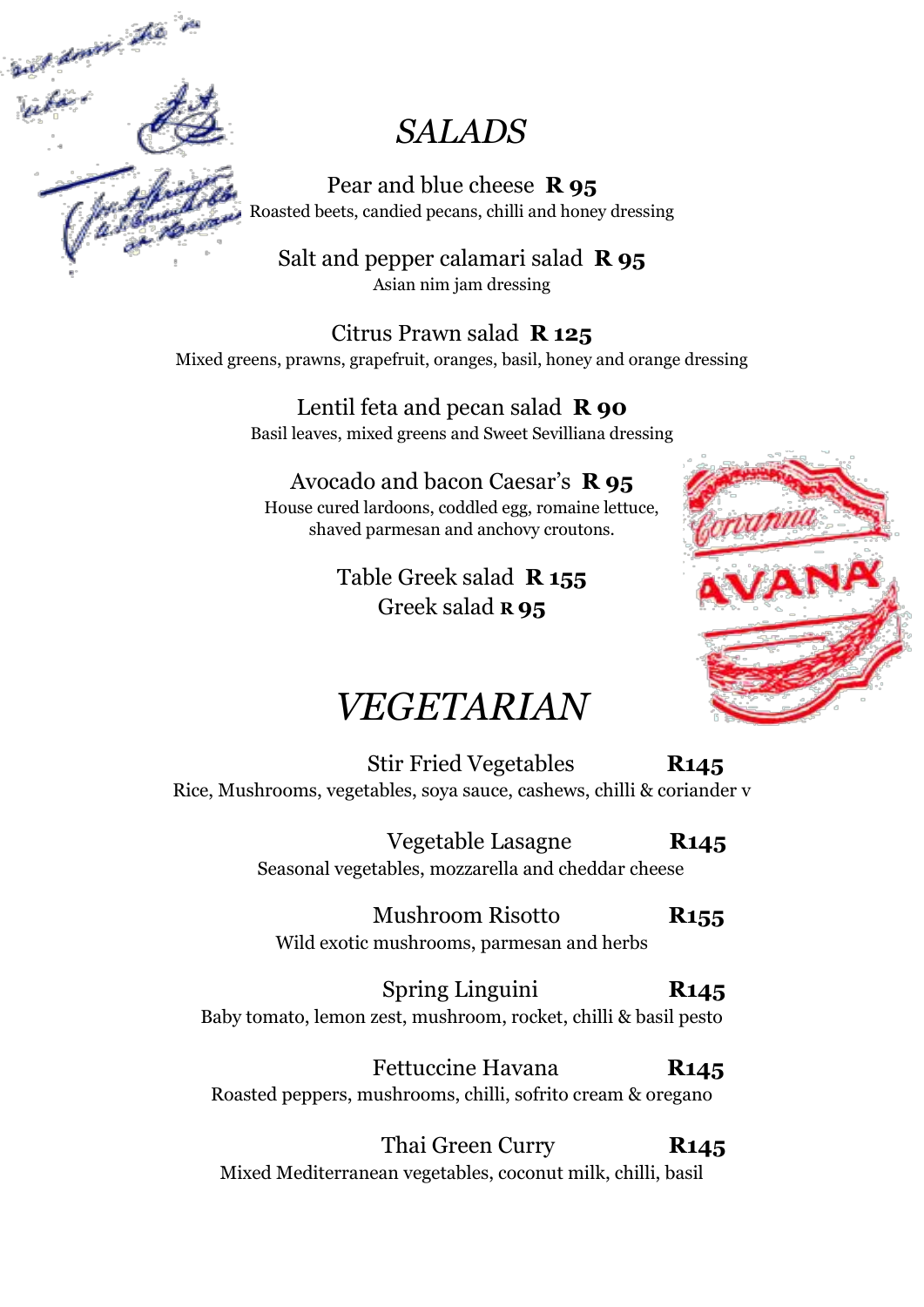## *SALADS*

Pear and blue cheese **R 95**
Roasted beets, candied pecans, chilli and honey dressing

Salt and pepper calamari salad **R 95**
Asian nim jam dressing

Citrus Prawn salad **R 125**
Mixed greens, prawns, grapefruit, oranges, basil, honey and orange dressing

Lentil feta and pecan salad **R 90**
Basil leaves, mixed greens and Sweet Sevilliana dressing

Avocado and bacon Caesar's **R 95**
House cured lardoons, coddled egg, romaine lettuce, shaved parmesan and anchovy croutons.

Table Greek salad **R 155**
Greek salad **R 95**

## *VEGETARIAN*

Stir Fried Vegetables **R145**
Rice, Mushrooms, vegetables, soya sauce, cashews, chilli & coriander v

Vegetable Lasagne **R145**
Seasonal vegetables, mozzarella and cheddar cheese

Mushroom Risotto **R155**
Wild exotic mushrooms, parmesan and herbs

Spring Linguini **R145**
Baby tomato, lemon zest, mushroom, rocket, chilli & basil pesto

Fettuccine Havana **R145**
Roasted peppers, mushrooms, chilli, sofrito cream & oregano

Thai Green Curry **R145**
Mixed Mediterranean vegetables, coconut milk, chilli, basil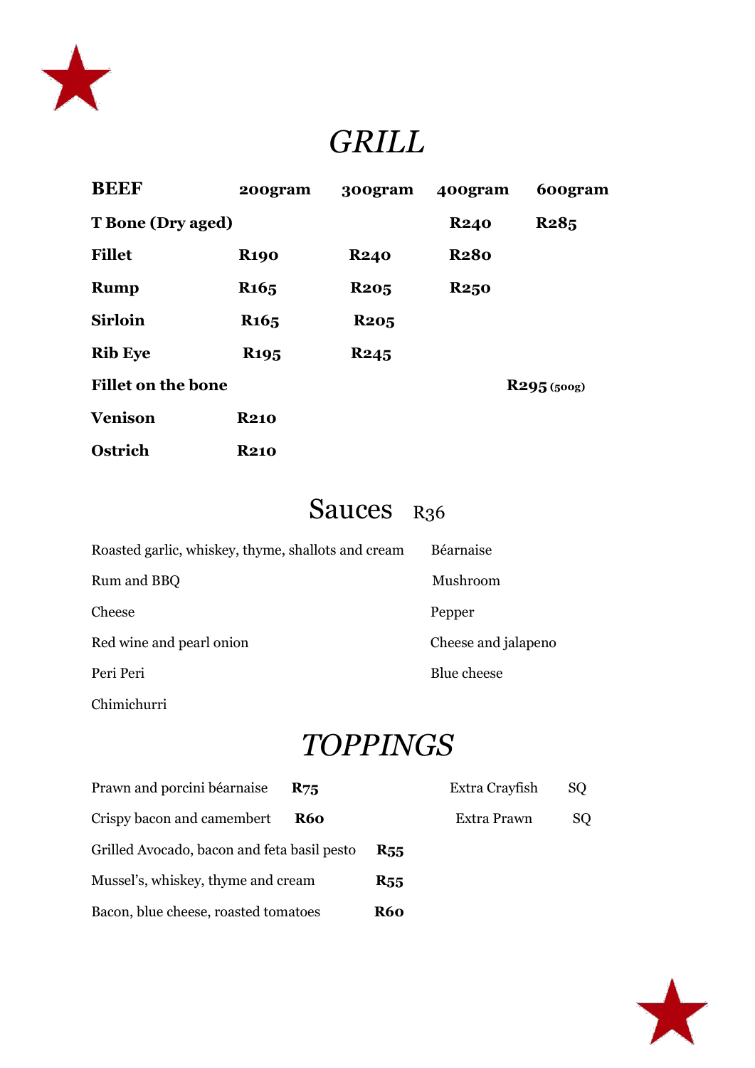# GRILL

| BEEF | 200gram | 300gram | 400gram | 600gram |
|---|---|---|---|---|
| **T Bone (Dry aged)** | | | **R240** | **R285** |
| **Fillet** | **R190** | **R240** | **R280** | |
| **Rump** | **R165** | **R205** | **R250** | |
| **Sirloin** | **R165** | **R205** | | |
| **Rib Eye** | **R195** | **R245** | | |
| **Fillet on the bone** | | | | **R295** (500g) |
| **Venison** | **R210** | | | |
| **Ostrich** | **R210** | | | |

## Sauces R36

- Roasted garlic, whiskey, thyme, shallots and cream
- Rum and BBQ
- Cheese
- Red wine and pearl onion
- Peri Peri
- Chimichurri
- Béarnaise
- Mushroom
- Pepper
- Cheese and jalapeno
- Blue cheese

# TOPPINGS

| Topping | Price |
|---|---|
| Prawn and porcini béarnaise | **R75** |
| Crispy bacon and camembert | **R60** |
| Grilled Avocado, bacon and feta basil pesto | **R55** |
| Mussel's, whiskey, thyme and cream | **R55** |
| Bacon, blue cheese, roasted tomatoes | **R60** |
| Extra Crayfish | SQ |
| Extra Prawn | SQ |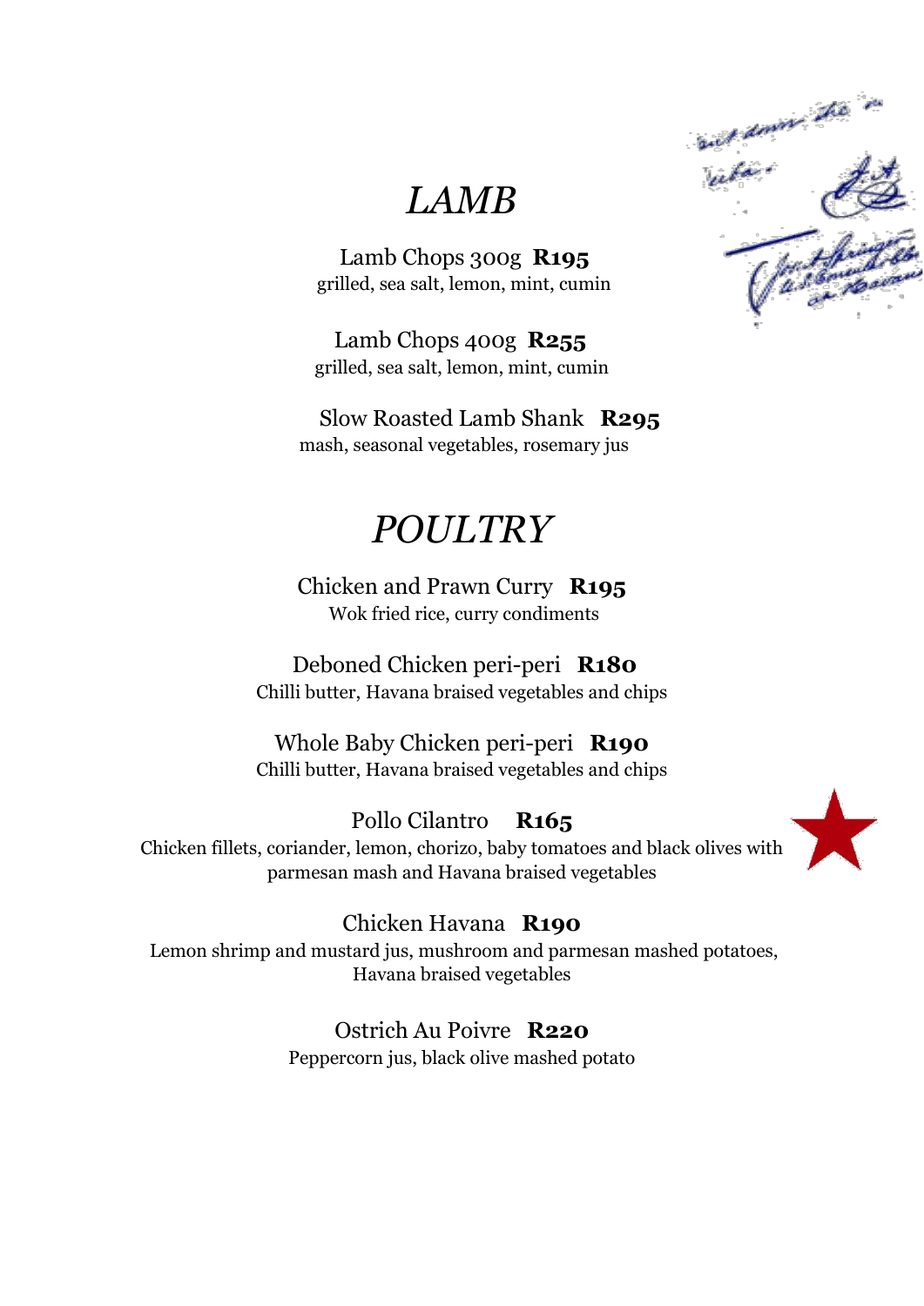# *LAMB*

Lamb Chops 300g **R195**
grilled, sea salt, lemon, mint, cumin

Lamb Chops 400g **R255**
grilled, sea salt, lemon, mint, cumin

Slow Roasted Lamb Shank **R295**
mash, seasonal vegetables, rosemary jus

# *POULTRY*

Chicken and Prawn Curry **R195**
Wok fried rice, curry condiments

Deboned Chicken peri-peri **R180**
Chilli butter, Havana braised vegetables and chips

Whole Baby Chicken peri-peri **R190**
Chilli butter, Havana braised vegetables and chips

Pollo Cilantro **R165**
Chicken fillets, coriander, lemon, chorizo, baby tomatoes and black olives with parmesan mash and Havana braised vegetables

Chicken Havana **R190**
Lemon shrimp and mustard jus, mushroom and parmesan mashed potatoes, Havana braised vegetables

Ostrich Au Poivre **R220**
Peppercorn jus, black olive mashed potato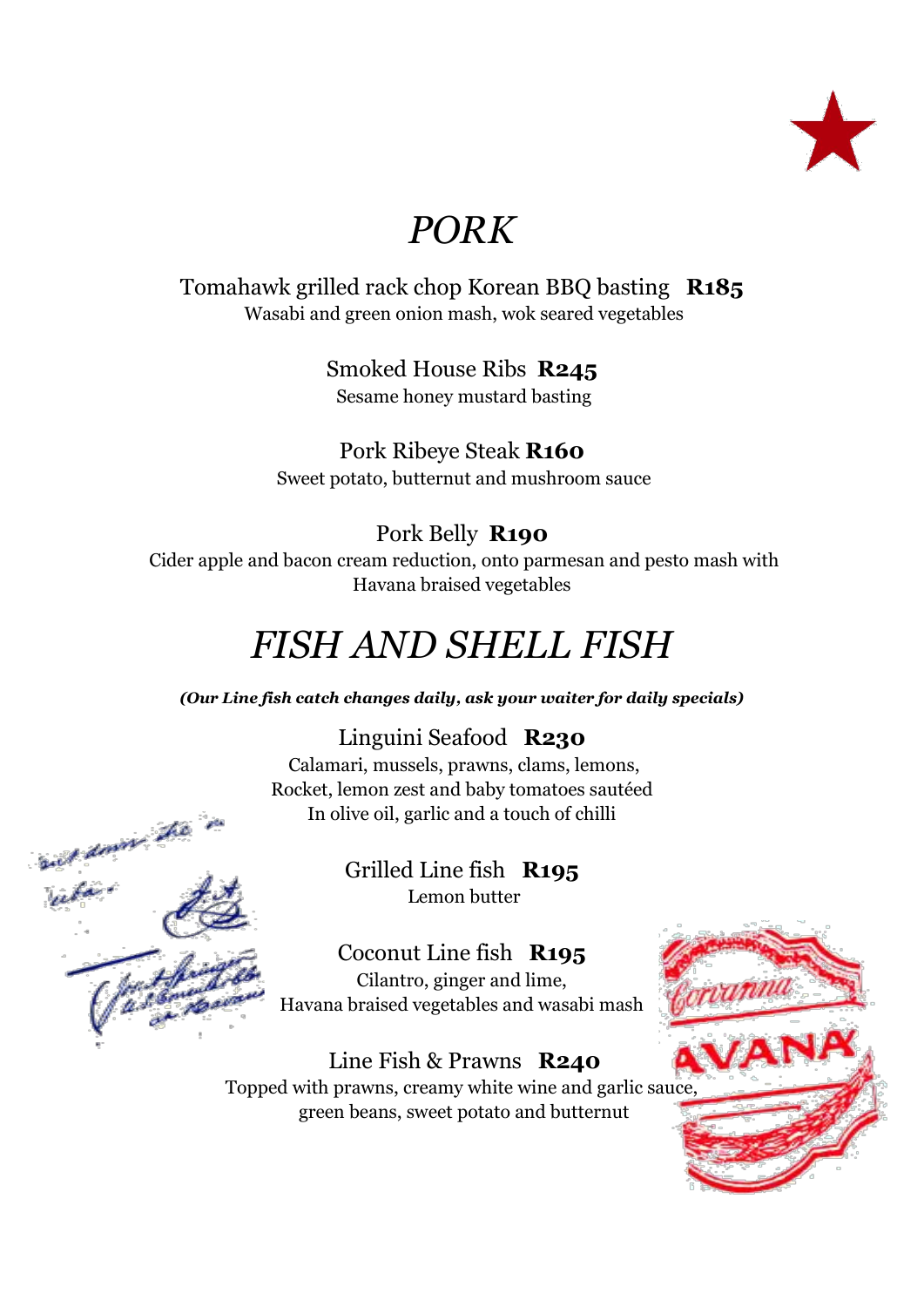# *PORK*

Tomahawk grilled rack chop Korean BBQ basting **R185**
Wasabi and green onion mash, wok seared vegetables

Smoked House Ribs **R245**
Sesame honey mustard basting

Pork Ribeye Steak **R160**
Sweet potato, butternut and mushroom sauce

Pork Belly **R190**
Cider apple and bacon cream reduction, onto parmesan and pesto mash with Havana braised vegetables

# *FISH AND SHELL FISH*

***(Our Line fish catch changes daily, ask your waiter for daily specials)***

Linguini Seafood **R230**
Calamari, mussels, prawns, clams, lemons,
Rocket, lemon zest and baby tomatoes sautéed
In olive oil, garlic and a touch of chilli

Grilled Line fish **R195**
Lemon butter

Coconut Line fish **R195**
Cilantro, ginger and lime,
Havana braised vegetables and wasabi mash

Line Fish & Prawns **R240**
Topped with prawns, creamy white wine and garlic sauce,
green beans, sweet potato and butternut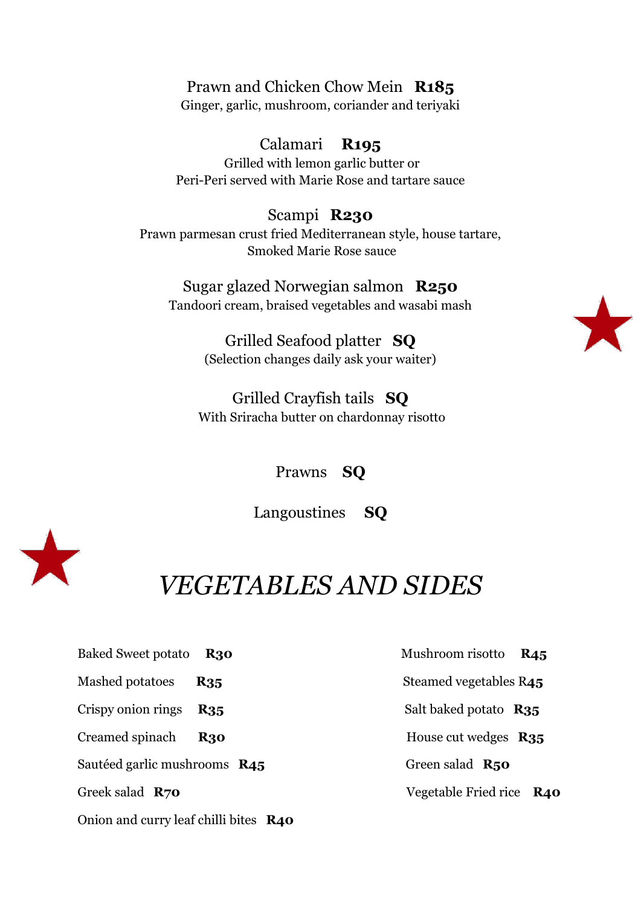Prawn and Chicken Chow Mein **R185**
Ginger, garlic, mushroom, coriander and teriyaki

Calamari **R195**
Grilled with lemon garlic butter or
Peri-Peri served with Marie Rose and tartare sauce

Scampi **R230**
Prawn parmesan crust fried Mediterranean style, house tartare,
Smoked Marie Rose sauce

Sugar glazed Norwegian salmon **R250**
Tandoori cream, braised vegetables and wasabi mash

Grilled Seafood platter **SQ**
(Selection changes daily ask your waiter)

Grilled Crayfish tails **SQ**
With Sriracha butter on chardonnay risotto

Prawns **SQ**

Langoustines **SQ**

# *VEGETABLES AND SIDES*

Baked Sweet potato **R30**

Mashed potatoes **R35**

Crispy onion rings **R35**

Creamed spinach **R30**

Sautéed garlic mushrooms **R45**

Greek salad **R70**

Onion and curry leaf chilli bites **R40**

Mushroom risotto **R45**

Steamed vegetables **R45**

Salt baked potato **R35**

House cut wedges **R35**

Green salad **R50**

Vegetable Fried rice **R40**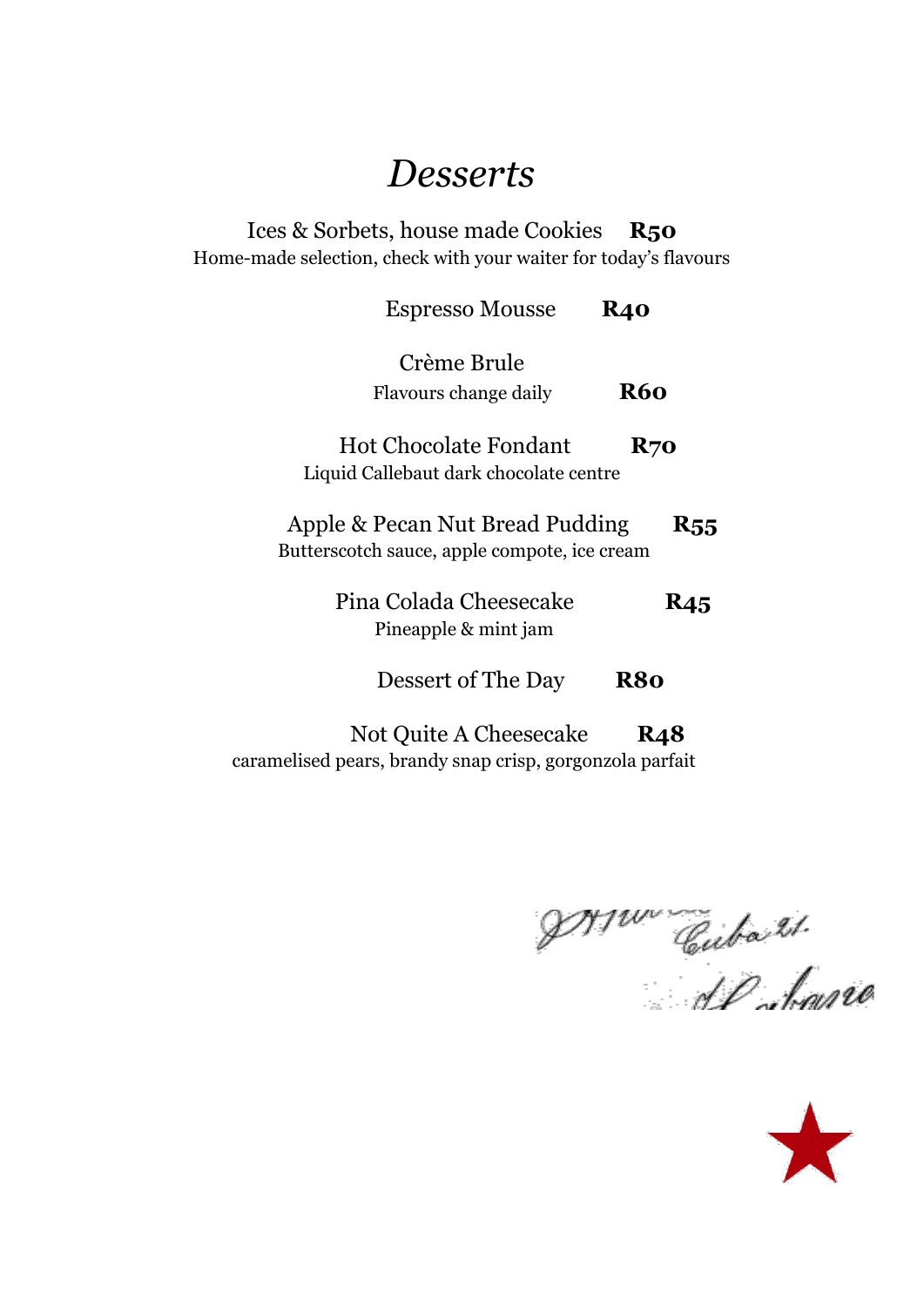# *Desserts*

Ices & Sorbets, house made Cookies **R50**
Home-made selection, check with your waiter for today's flavours

Espresso Mousse **R40**

Crème Brule
Flavours change daily **R60**

Hot Chocolate Fondant **R70**
Liquid Callebaut dark chocolate centre

Apple & Pecan Nut Bread Pudding **R55**
Butterscotch sauce, apple compote, ice cream

Pina Colada Cheesecake **R45**
Pineapple & mint jam

Dessert of The Day **R80**

Not Quite A Cheesecake **R48**
caramelised pears, brandy snap crisp, gorgonzola parfait